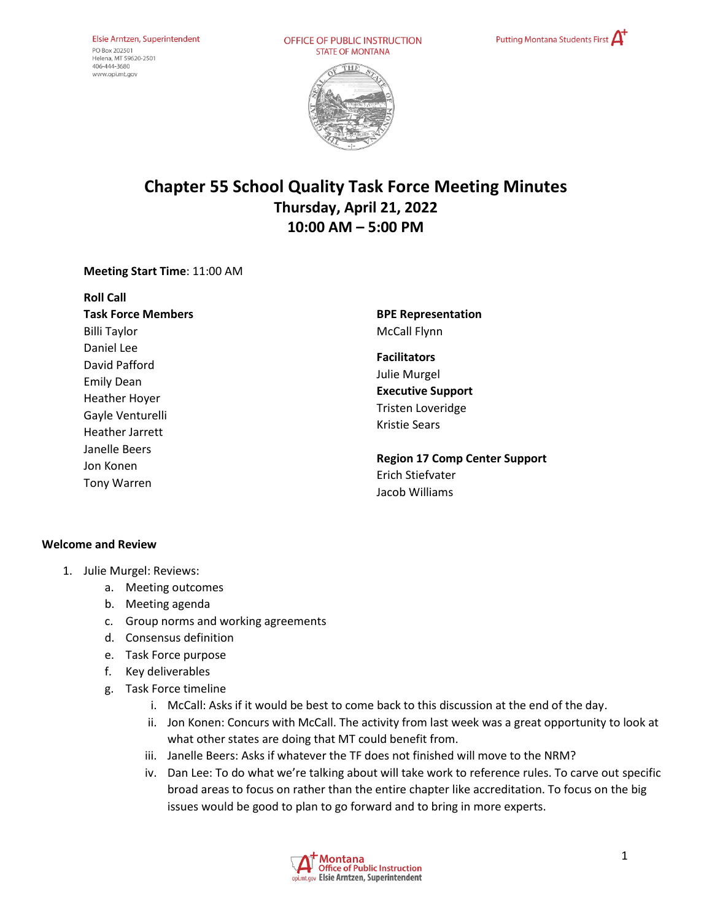Elsie Arntzen, Superintendent
PO Box 202501
Helena, MT 59620-2501
406-444-3680
www.opi.mt.gov

OFFICE OF PUBLIC INSTRUCTION
STATE OF MONTANA

Putting Montana Students First

# Chapter 55 School Quality Task Force Meeting Minutes
## Thursday, April 21, 2022
## 10:00 AM – 5:00 PM

**Meeting Start Time**: 11:00 AM

**Roll Call**

**Task Force Members**
Billi Taylor
Daniel Lee
David Pafford
Emily Dean
Heather Hoyer
Gayle Venturelli
Heather Jarrett
Janelle Beers
Jon Konen
Tony Warren

**BPE Representation**
McCall Flynn

**Facilitators**
Julie Murgel

**Executive Support**
Tristen Loveridge
Kristie Sears

**Region 17 Comp Center Support**
Erich Stiefvater
Jacob Williams

**Welcome and Review**

1. Julie Murgel: Reviews:
   a. Meeting outcomes
   b. Meeting agenda
   c. Group norms and working agreements
   d. Consensus definition
   e. Task Force purpose
   f. Key deliverables
   g. Task Force timeline
      i. McCall: Asks if it would be best to come back to this discussion at the end of the day.
      ii. Jon Konen: Concurs with McCall. The activity from last week was a great opportunity to look at what other states are doing that MT could benefit from.
      iii. Janelle Beers: Asks if whatever the TF does not finished will move to the NRM?
      iv. Dan Lee: To do what we're talking about will take work to reference rules. To carve out specific broad areas to focus on rather than the entire chapter like accreditation. To focus on the big issues would be good to plan to go forward and to bring in more experts.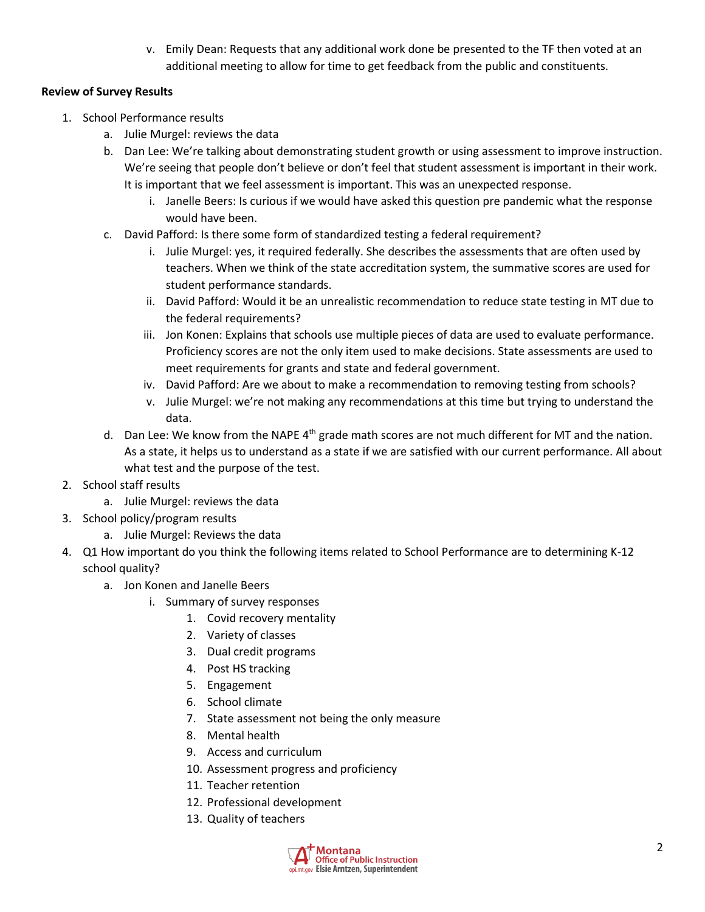v. Emily Dean: Requests that any additional work done be presented to the TF then voted at an additional meeting to allow for time to get feedback from the public and constituents.

**Review of Survey Results**

1. School Performance results
   a. Julie Murgel: reviews the data
   b. Dan Lee: We're talking about demonstrating student growth or using assessment to improve instruction. We're seeing that people don't believe or don't feel that student assessment is important in their work. It is important that we feel assessment is important. This was an unexpected response.
      i. Janelle Beers: Is curious if we would have asked this question pre pandemic what the response would have been.
   c. David Pafford: Is there some form of standardized testing a federal requirement?
      i. Julie Murgel: yes, it required federally. She describes the assessments that are often used by teachers. When we think of the state accreditation system, the summative scores are used for student performance standards.
      ii. David Pafford: Would it be an unrealistic recommendation to reduce state testing in MT due to the federal requirements?
      iii. Jon Konen: Explains that schools use multiple pieces of data are used to evaluate performance. Proficiency scores are not the only item used to make decisions. State assessments are used to meet requirements for grants and state and federal government.
      iv. David Pafford: Are we about to make a recommendation to removing testing from schools?
      v. Julie Murgel: we're not making any recommendations at this time but trying to understand the data.
   d. Dan Lee: We know from the NAPE 4th grade math scores are not much different for MT and the nation. As a state, it helps us to understand as a state if we are satisfied with our current performance. All about what test and the purpose of the test.
2. School staff results
   a. Julie Murgel: reviews the data
3. School policy/program results
   a. Julie Murgel: Reviews the data
4. Q1 How important do you think the following items related to School Performance are to determining K-12 school quality?
   a. Jon Konen and Janelle Beers
      i. Summary of survey responses
         1. Covid recovery mentality
         2. Variety of classes
         3. Dual credit programs
         4. Post HS tracking
         5. Engagement
         6. School climate
         7. State assessment not being the only measure
         8. Mental health
         9. Access and curriculum
         10. Assessment progress and proficiency
         11. Teacher retention
         12. Professional development
         13. Quality of teachers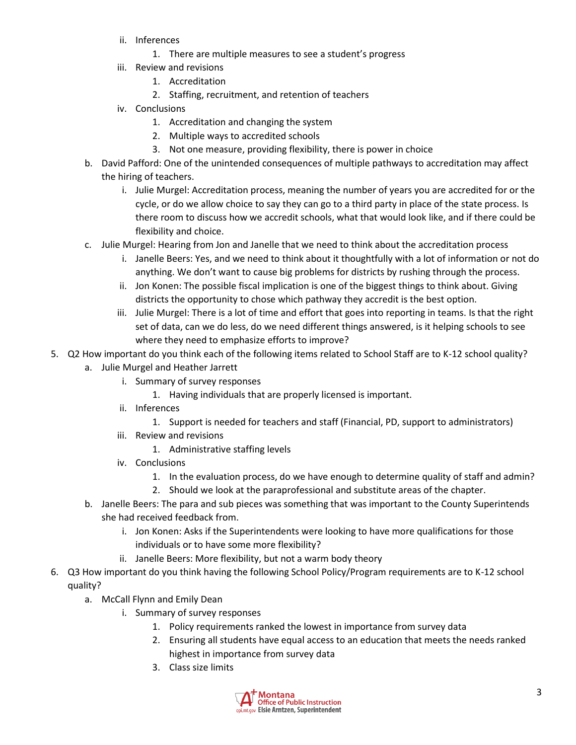- ii. Inferences
      1. There are multiple measures to see a student's progress
   - iii. Review and revisions
      1. Accreditation
      2. Staffing, recruitment, and retention of teachers
   - iv. Conclusions
      1. Accreditation and changing the system
      2. Multiple ways to accredited schools
      3. Not one measure, providing flexibility, there is power in choice

- b. David Pafford: One of the unintended consequences of multiple pathways to accreditation may affect the hiring of teachers.
   - i. Julie Murgel: Accreditation process, meaning the number of years you are accredited for or the cycle, or do we allow choice to say they can go to a third party in place of the state process. Is there room to discuss how we accredit schools, what that would look like, and if there could be flexibility and choice.
- c. Julie Murgel: Hearing from Jon and Janelle that we need to think about the accreditation process
   - i. Janelle Beers: Yes, and we need to think about it thoughtfully with a lot of information or not do anything. We don't want to cause big problems for districts by rushing through the process.
   - ii. Jon Konen: The possible fiscal implication is one of the biggest things to think about. Giving districts the opportunity to chose which pathway they accredit is the best option.
   - iii. Julie Murgel: There is a lot of time and effort that goes into reporting in teams. Is that the right set of data, can we do less, do we need different things answered, is it helping schools to see where they need to emphasize efforts to improve?

5. Q2 How important do you think each of the following items related to School Staff are to K-12 school quality?
   - a. Julie Murgel and Heather Jarrett
      - i. Summary of survey responses
         1. Having individuals that are properly licensed is important.
      - ii. Inferences
         1. Support is needed for teachers and staff (Financial, PD, support to administrators)
      - iii. Review and revisions
         1. Administrative staffing levels
      - iv. Conclusions
         1. In the evaluation process, do we have enough to determine quality of staff and admin?
         2. Should we look at the paraprofessional and substitute areas of the chapter.
   - b. Janelle Beers: The para and sub pieces was something that was important to the County Superintends she had received feedback from.
      - i. Jon Konen: Asks if the Superintendents were looking to have more qualifications for those individuals or to have some more flexibility?
      - ii. Janelle Beers: More flexibility, but not a warm body theory

6. Q3 How important do you think having the following School Policy/Program requirements are to K-12 school quality?
   - a. McCall Flynn and Emily Dean
      - i. Summary of survey responses
         1. Policy requirements ranked the lowest in importance from survey data
         2. Ensuring all students have equal access to an education that meets the needs ranked highest in importance from survey data
         3. Class size limits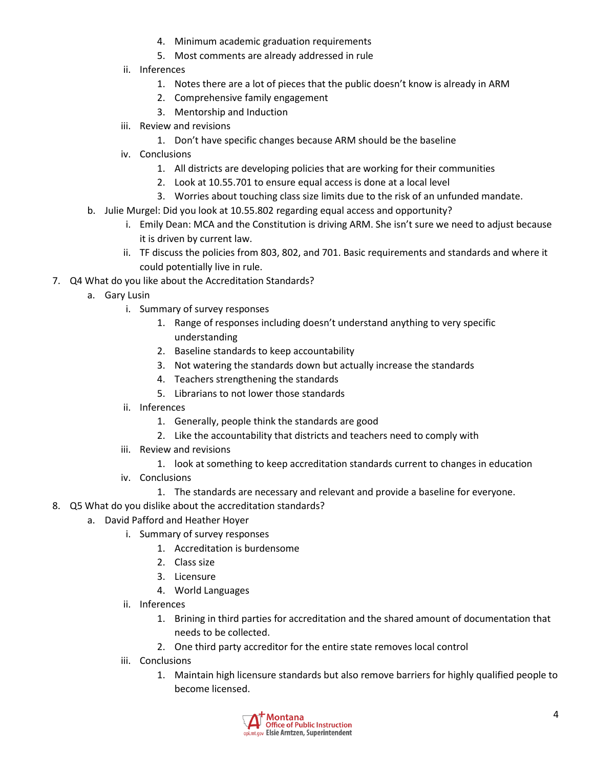4. Minimum academic graduation requirements
            5. Most comments are already addressed in rule
      ii. Inferences
            1. Notes there are a lot of pieces that the public doesn't know is already in ARM
            2. Comprehensive family engagement
            3. Mentorship and Induction
      iii. Review and revisions
            1. Don't have specific changes because ARM should be the baseline
      iv. Conclusions
            1. All districts are developing policies that are working for their communities
            2. Look at 10.55.701 to ensure equal access is done at a local level
            3. Worries about touching class size limits due to the risk of an unfunded mandate.
   b. Julie Murgel: Did you look at 10.55.802 regarding equal access and opportunity?
      i. Emily Dean: MCA and the Constitution is driving ARM. She isn't sure we need to adjust because it is driven by current law.
      ii. TF discuss the policies from 803, 802, and 701. Basic requirements and standards and where it could potentially live in rule.

7. Q4 What do you like about the Accreditation Standards?
   a. Gary Lusin
      i. Summary of survey responses
            1. Range of responses including doesn't understand anything to very specific understanding
            2. Baseline standards to keep accountability
            3. Not watering the standards down but actually increase the standards
            4. Teachers strengthening the standards
            5. Librarians to not lower those standards
      ii. Inferences
            1. Generally, people think the standards are good
            2. Like the accountability that districts and teachers need to comply with
      iii. Review and revisions
            1. look at something to keep accreditation standards current to changes in education
      iv. Conclusions
            1. The standards are necessary and relevant and provide a baseline for everyone.

8. Q5 What do you dislike about the accreditation standards?
   a. David Pafford and Heather Hoyer
      i. Summary of survey responses
            1. Accreditation is burdensome
            2. Class size
            3. Licensure
            4. World Languages
      ii. Inferences
            1. Brining in third parties for accreditation and the shared amount of documentation that needs to be collected.
            2. One third party accreditor for the entire state removes local control
      iii. Conclusions
            1. Maintain high licensure standards but also remove barriers for highly qualified people to become licensed.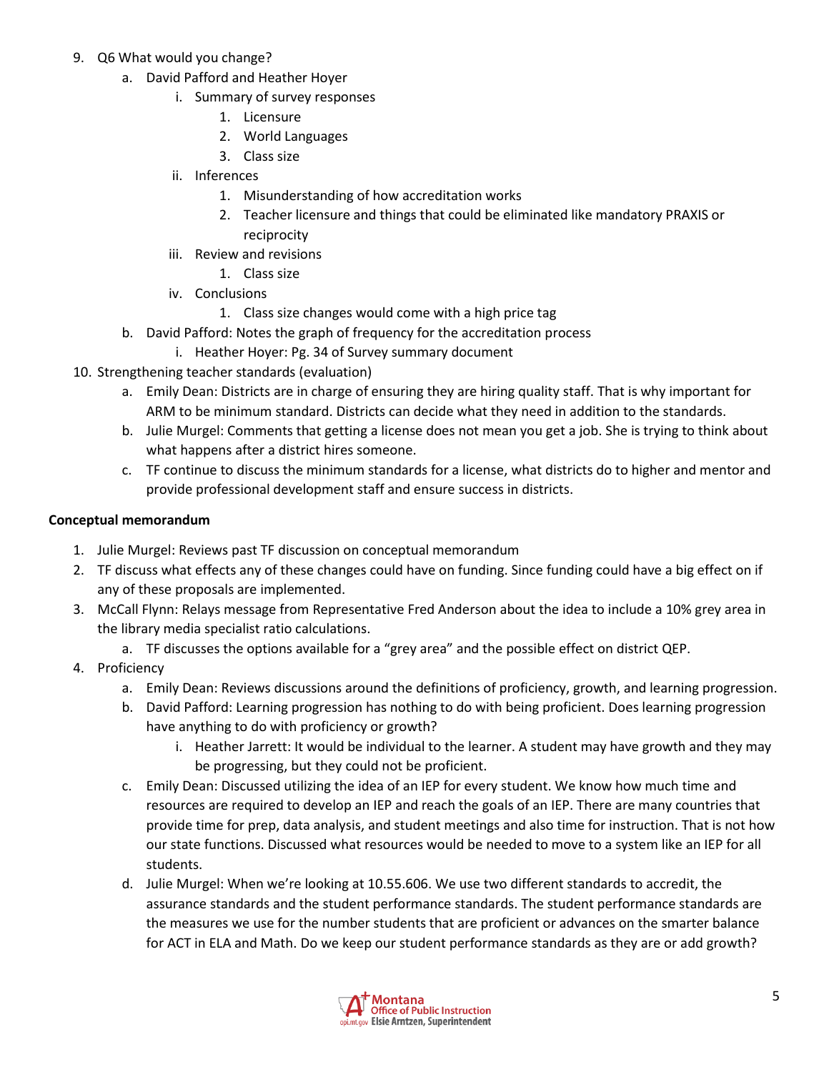9. Q6 What would you change?
    a. David Pafford and Heather Hoyer
        i. Summary of survey responses
            1. Licensure
            2. World Languages
            3. Class size
        ii. Inferences
            1. Misunderstanding of how accreditation works
            2. Teacher licensure and things that could be eliminated like mandatory PRAXIS or reciprocity
        iii. Review and revisions
            1. Class size
        iv. Conclusions
            1. Class size changes would come with a high price tag
    b. David Pafford: Notes the graph of frequency for the accreditation process
        i. Heather Hoyer: Pg. 34 of Survey summary document
10. Strengthening teacher standards (evaluation)
    a. Emily Dean: Districts are in charge of ensuring they are hiring quality staff. That is why important for ARM to be minimum standard. Districts can decide what they need in addition to the standards.
    b. Julie Murgel: Comments that getting a license does not mean you get a job. She is trying to think about what happens after a district hires someone.
    c. TF continue to discuss the minimum standards for a license, what districts do to higher and mentor and provide professional development staff and ensure success in districts.

**Conceptual memorandum**

1. Julie Murgel: Reviews past TF discussion on conceptual memorandum
2. TF discuss what effects any of these changes could have on funding. Since funding could have a big effect on if any of these proposals are implemented.
3. McCall Flynn: Relays message from Representative Fred Anderson about the idea to include a 10% grey area in the library media specialist ratio calculations.
    a. TF discusses the options available for a "grey area" and the possible effect on district QEP.
4. Proficiency
    a. Emily Dean: Reviews discussions around the definitions of proficiency, growth, and learning progression.
    b. David Pafford: Learning progression has nothing to do with being proficient. Does learning progression have anything to do with proficiency or growth?
        i. Heather Jarrett: It would be individual to the learner. A student may have growth and they may be progressing, but they could not be proficient.
    c. Emily Dean: Discussed utilizing the idea of an IEP for every student. We know how much time and resources are required to develop an IEP and reach the goals of an IEP. There are many countries that provide time for prep, data analysis, and student meetings and also time for instruction. That is not how our state functions. Discussed what resources would be needed to move to a system like an IEP for all students.
    d. Julie Murgel: When we're looking at 10.55.606. We use two different standards to accredit, the assurance standards and the student performance standards. The student performance standards are the measures we use for the number students that are proficient or advances on the smarter balance for ACT in ELA and Math. Do we keep our student performance standards as they are or add growth?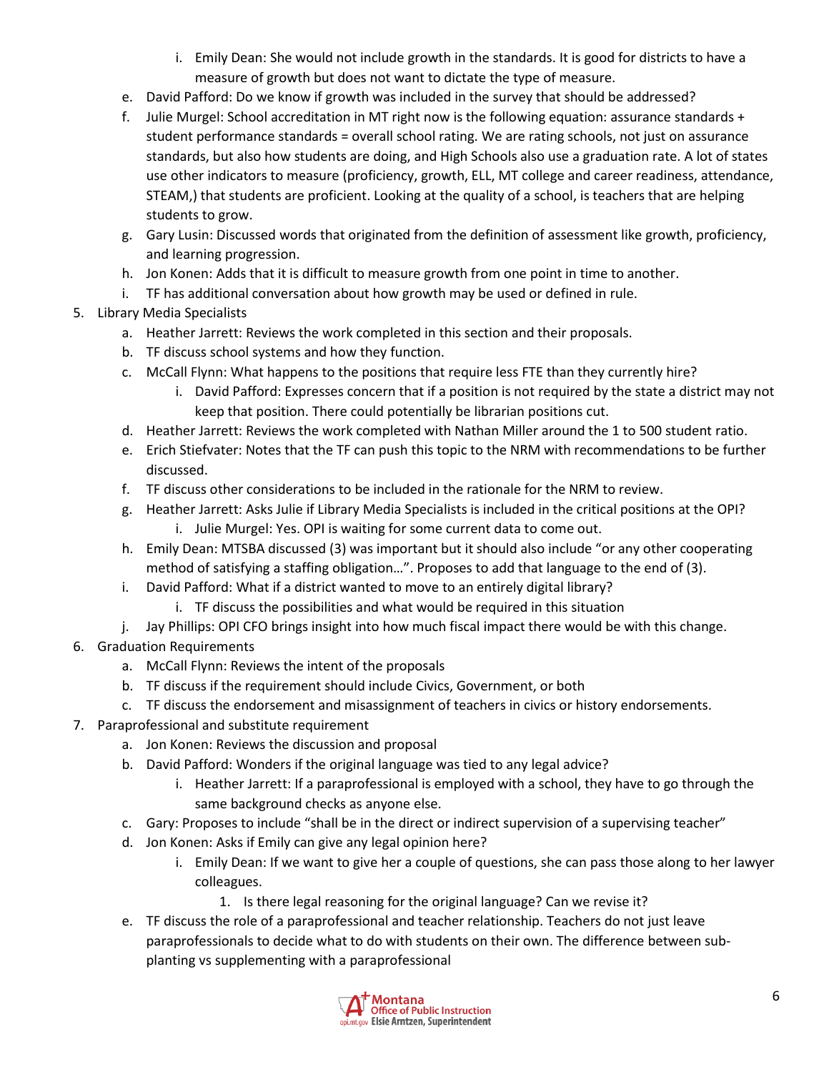i. Emily Dean: She would not include growth in the standards. It is good for districts to have a measure of growth but does not want to dictate the type of measure.

   e. David Pafford: Do we know if growth was included in the survey that should be addressed?
   f. Julie Murgel: School accreditation in MT right now is the following equation: assurance standards + student performance standards = overall school rating. We are rating schools, not just on assurance standards, but also how students are doing, and High Schools also use a graduation rate. A lot of states use other indicators to measure (proficiency, growth, ELL, MT college and career readiness, attendance, STEAM,) that students are proficient. Looking at the quality of a school, is teachers that are helping students to grow.
   g. Gary Lusin: Discussed words that originated from the definition of assessment like growth, proficiency, and learning progression.
   h. Jon Konen: Adds that it is difficult to measure growth from one point in time to another.
   i. TF has additional conversation about how growth may be used or defined in rule.

5. Library Media Specialists
   a. Heather Jarrett: Reviews the work completed in this section and their proposals.
   b. TF discuss school systems and how they function.
   c. McCall Flynn: What happens to the positions that require less FTE than they currently hire?
      i. David Pafford: Expresses concern that if a position is not required by the state a district may not keep that position. There could potentially be librarian positions cut.
   d. Heather Jarrett: Reviews the work completed with Nathan Miller around the 1 to 500 student ratio.
   e. Erich Stiefvater: Notes that the TF can push this topic to the NRM with recommendations to be further discussed.
   f. TF discuss other considerations to be included in the rationale for the NRM to review.
   g. Heather Jarrett: Asks Julie if Library Media Specialists is included in the critical positions at the OPI?
      i. Julie Murgel: Yes. OPI is waiting for some current data to come out.
   h. Emily Dean: MTSBA discussed (3) was important but it should also include "or any other cooperating method of satisfying a staffing obligation…". Proposes to add that language to the end of (3).
   i. David Pafford: What if a district wanted to move to an entirely digital library?
      i. TF discuss the possibilities and what would be required in this situation
   j. Jay Phillips: OPI CFO brings insight into how much fiscal impact there would be with this change.

6. Graduation Requirements
   a. McCall Flynn: Reviews the intent of the proposals
   b. TF discuss if the requirement should include Civics, Government, or both
   c. TF discuss the endorsement and misassignment of teachers in civics or history endorsements.

7. Paraprofessional and substitute requirement
   a. Jon Konen: Reviews the discussion and proposal
   b. David Pafford: Wonders if the original language was tied to any legal advice?
      i. Heather Jarrett: If a paraprofessional is employed with a school, they have to go through the same background checks as anyone else.
   c. Gary: Proposes to include "shall be in the direct or indirect supervision of a supervising teacher"
   d. Jon Konen: Asks if Emily can give any legal opinion here?
      i. Emily Dean: If we want to give her a couple of questions, she can pass those along to her lawyer colleagues.
         1. Is there legal reasoning for the original language? Can we revise it?
   e. TF discuss the role of a paraprofessional and teacher relationship. Teachers do not just leave paraprofessionals to decide what to do with students on their own. The difference between sub-planting vs supplementing with a paraprofessional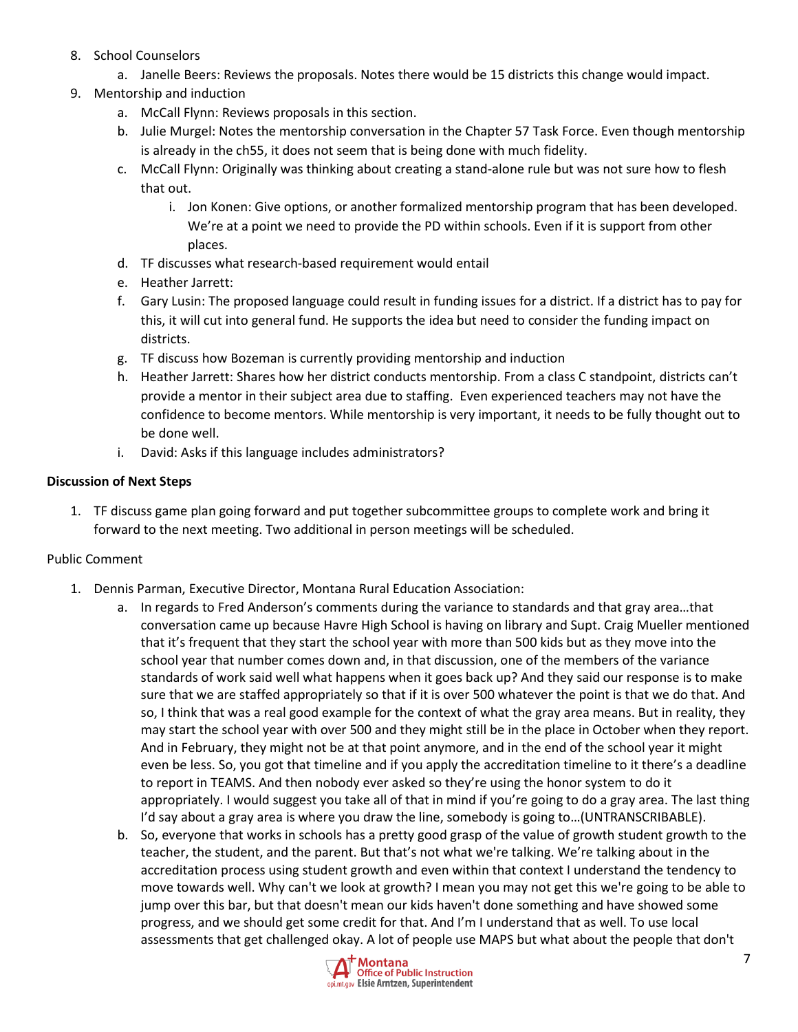8. School Counselors
   a. Janelle Beers: Reviews the proposals. Notes there would be 15 districts this change would impact.
9. Mentorship and induction
   a. McCall Flynn: Reviews proposals in this section.
   b. Julie Murgel: Notes the mentorship conversation in the Chapter 57 Task Force. Even though mentorship is already in the ch55, it does not seem that is being done with much fidelity.
   c. McCall Flynn: Originally was thinking about creating a stand-alone rule but was not sure how to flesh that out.
      i. Jon Konen: Give options, or another formalized mentorship program that has been developed. We're at a point we need to provide the PD within schools. Even if it is support from other places.
   d. TF discusses what research-based requirement would entail
   e. Heather Jarrett:
   f. Gary Lusin: The proposed language could result in funding issues for a district. If a district has to pay for this, it will cut into general fund. He supports the idea but need to consider the funding impact on districts.
   g. TF discuss how Bozeman is currently providing mentorship and induction
   h. Heather Jarrett: Shares how her district conducts mentorship. From a class C standpoint, districts can't provide a mentor in their subject area due to staffing. Even experienced teachers may not have the confidence to become mentors. While mentorship is very important, it needs to be fully thought out to be done well.
   i. David: Asks if this language includes administrators?

**Discussion of Next Steps**

1. TF discuss game plan going forward and put together subcommittee groups to complete work and bring it forward to the next meeting. Two additional in person meetings will be scheduled.

Public Comment

1. Dennis Parman, Executive Director, Montana Rural Education Association:
   a. In regards to Fred Anderson's comments during the variance to standards and that gray area…that conversation came up because Havre High School is having on library and Supt. Craig Mueller mentioned that it's frequent that they start the school year with more than 500 kids but as they move into the school year that number comes down and, in that discussion, one of the members of the variance standards of work said well what happens when it goes back up? And they said our response is to make sure that we are staffed appropriately so that if it is over 500 whatever the point is that we do that. And so, I think that was a real good example for the context of what the gray area means. But in reality, they may start the school year with over 500 and they might still be in the place in October when they report. And in February, they might not be at that point anymore, and in the end of the school year it might even be less. So, you got that timeline and if you apply the accreditation timeline to it there's a deadline to report in TEAMS. And then nobody ever asked so they're using the honor system to do it appropriately. I would suggest you take all of that in mind if you're going to do a gray area. The last thing I'd say about a gray area is where you draw the line, somebody is going to…(UNTRANSCRIBABLE).
   b. So, everyone that works in schools has a pretty good grasp of the value of growth student growth to the teacher, the student, and the parent. But that's not what we're talking. We're talking about in the accreditation process using student growth and even within that context I understand the tendency to move towards well. Why can't we look at growth? I mean you may not get this we're going to be able to jump over this bar, but that doesn't mean our kids haven't done something and have showed some progress, and we should get some credit for that. And I'm I understand that as well. To use local assessments that get challenged okay. A lot of people use MAPS but what about the people that don't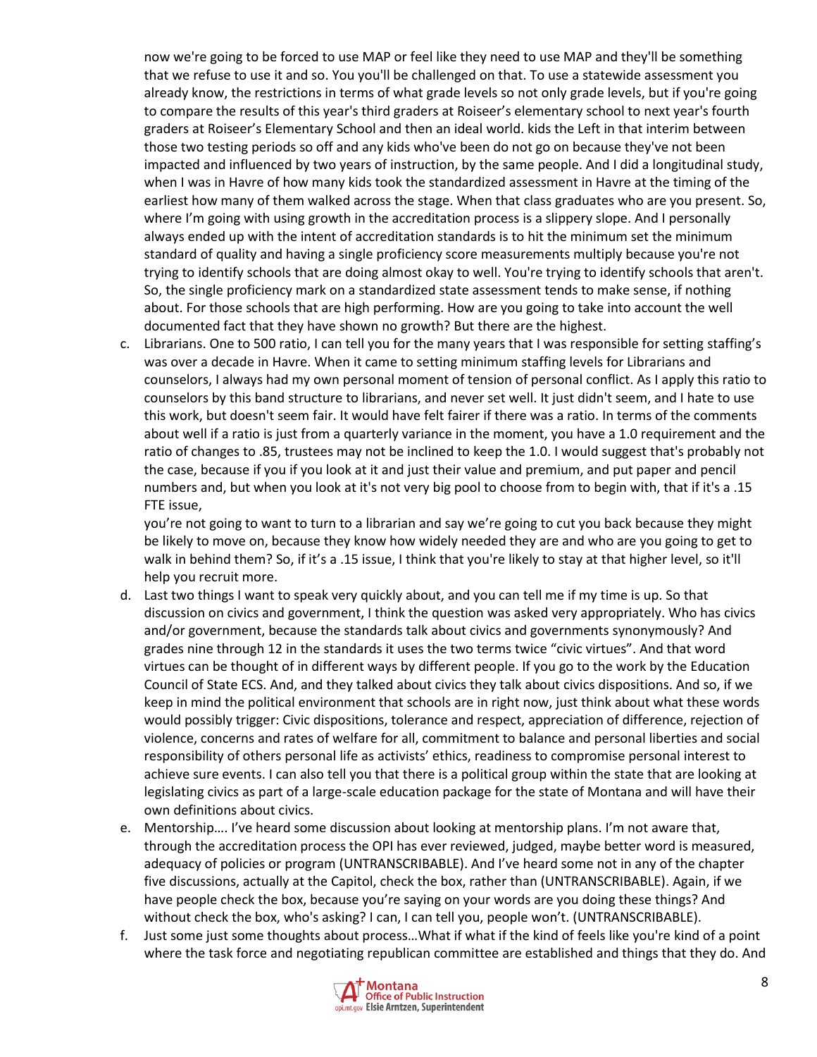now we're going to be forced to use MAP or feel like they need to use MAP and they'll be something that we refuse to use it and so. You you'll be challenged on that. To use a statewide assessment you already know, the restrictions in terms of what grade levels so not only grade levels, but if you're going to compare the results of this year's third graders at Roiseer's elementary school to next year's fourth graders at Roiseer's Elementary School and then an ideal world. kids the Left in that interim between those two testing periods so off and any kids who've been do not go on because they've not been impacted and influenced by two years of instruction, by the same people. And I did a longitudinal study, when I was in Havre of how many kids took the standardized assessment in Havre at the timing of the earliest how many of them walked across the stage. When that class graduates who are you present. So, where I'm going with using growth in the accreditation process is a slippery slope. And I personally always ended up with the intent of accreditation standards is to hit the minimum set the minimum standard of quality and having a single proficiency score measurements multiply because you're not trying to identify schools that are doing almost okay to well. You're trying to identify schools that aren't. So, the single proficiency mark on a standardized state assessment tends to make sense, if nothing about. For those schools that are high performing. How are you going to take into account the well documented fact that they have shown no growth? But there are the highest.

c. Librarians. One to 500 ratio, I can tell you for the many years that I was responsible for setting staffing's was over a decade in Havre. When it came to setting minimum staffing levels for Librarians and counselors, I always had my own personal moment of tension of personal conflict. As I apply this ratio to counselors by this band structure to librarians, and never set well. It just didn't seem, and I hate to use this work, but doesn't seem fair. It would have felt fairer if there was a ratio. In terms of the comments about well if a ratio is just from a quarterly variance in the moment, you have a 1.0 requirement and the ratio of changes to .85, trustees may not be inclined to keep the 1.0. I would suggest that's probably not the case, because if you if you look at it and just their value and premium, and put paper and pencil numbers and, but when you look at it's not very big pool to choose from to begin with, that if it's a .15 FTE issue,
   you're not going to want to turn to a librarian and say we're going to cut you back because they might be likely to move on, because they know how widely needed they are and who are you going to get to walk in behind them? So, if it's a .15 issue, I think that you're likely to stay at that higher level, so it'll help you recruit more.

d. Last two things I want to speak very quickly about, and you can tell me if my time is up. So that discussion on civics and government, I think the question was asked very appropriately. Who has civics and/or government, because the standards talk about civics and governments synonymously? And grades nine through 12 in the standards it uses the two terms twice "civic virtues". And that word virtues can be thought of in different ways by different people. If you go to the work by the Education Council of State ECS. And, and they talked about civics they talk about civics dispositions. And so, if we keep in mind the political environment that schools are in right now, just think about what these words would possibly trigger: Civic dispositions, tolerance and respect, appreciation of difference, rejection of violence, concerns and rates of welfare for all, commitment to balance and personal liberties and social responsibility of others personal life as activists' ethics, readiness to compromise personal interest to achieve sure events. I can also tell you that there is a political group within the state that are looking at legislating civics as part of a large-scale education package for the state of Montana and will have their own definitions about civics.

e. Mentorship…. I've heard some discussion about looking at mentorship plans. I'm not aware that, through the accreditation process the OPI has ever reviewed, judged, maybe better word is measured, adequacy of policies or program (UNTRANSCRIBABLE). And I've heard some not in any of the chapter five discussions, actually at the Capitol, check the box, rather than (UNTRANSCRIBABLE). Again, if we have people check the box, because you're saying on your words are you doing these things? And without check the box, who's asking? I can, I can tell you, people won't. (UNTRANSCRIBABLE).

f. Just some just some thoughts about process…What if what if the kind of feels like you're kind of a point where the task force and negotiating republican committee are established and things that they do. And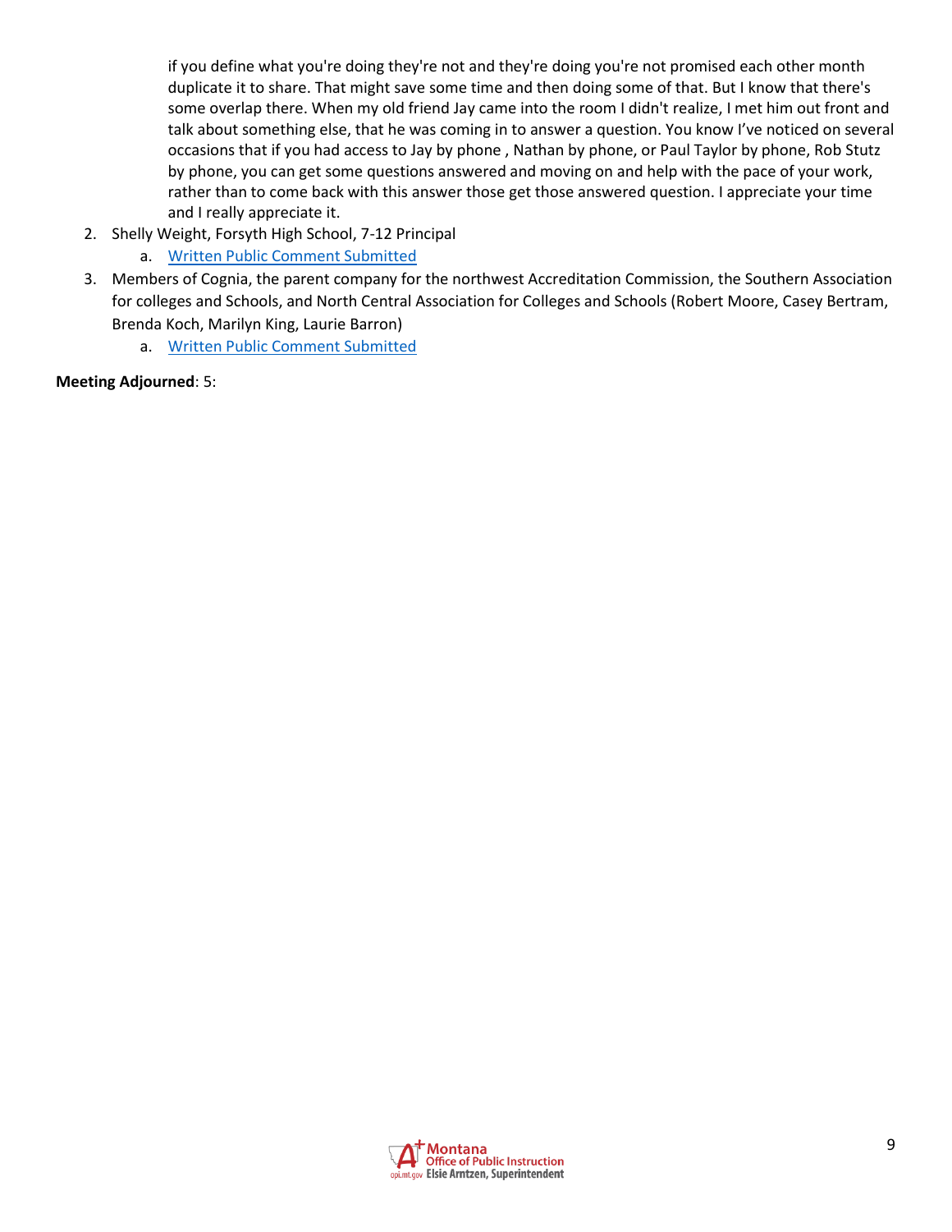if you define what you're doing they're not and they're doing you're not promised each other month duplicate it to share. That might save some time and then doing some of that. But I know that there's some overlap there. When my old friend Jay came into the room I didn't realize, I met him out front and talk about something else, that he was coming in to answer a question. You know I've noticed on several occasions that if you had access to Jay by phone , Nathan by phone, or Paul Taylor by phone, Rob Stutz by phone, you can get some questions answered and moving on and help with the pace of your work, rather than to come back with this answer those get those answered question. I appreciate your time and I really appreciate it.

2. Shelly Weight, Forsyth High School, 7-12 Principal
   a. Written Public Comment Submitted
3. Members of Cognia, the parent company for the northwest Accreditation Commission, the Southern Association for colleges and Schools, and North Central Association for Colleges and Schools (Robert Moore, Casey Bertram, Brenda Koch, Marilyn King, Laurie Barron)
   a. Written Public Comment Submitted

**Meeting Adjourned**: 5: